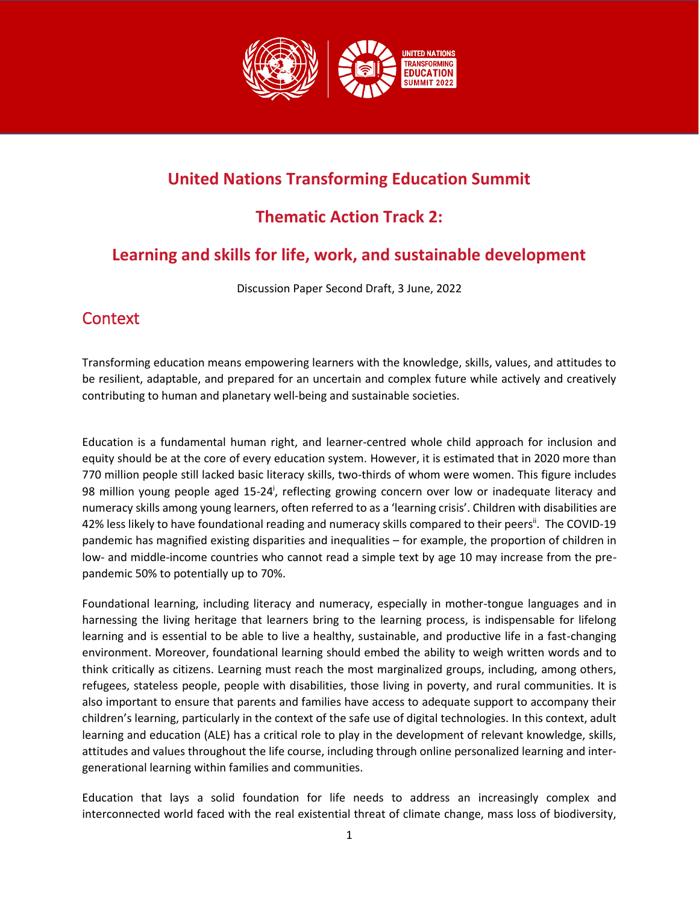# United Nations Transforming Education Summit

## Thematic Action Track 2:

## Learning and skills for life, work, and sustainable development

Discussion Paper Second Draft, 3 June, 2022

## Context

Transforming education means empowering learners with the knowledge, skills, values, and attitudes to be resilient, adaptable, and prepared for an uncertain and complex future while actively and creatively contributing to human and planetary well-being and sustainable societies.

Education is a fundamental human right, and learner-centred whole child approach for inclusion and equity should be at the core of every education system. However, it is estimated that in 2020 more than 770 million people still lacked basic literacy skills, two-thirds of whom were women. This figure includes 98 million young people aged 15-24[i], reflecting growing concern over low or inadequate literacy and numeracy skills among young learners, often referred to as a 'learning crisis'. Children with disabilities are 42% less likely to have foundational reading and numeracy skills compared to their peers[ii]. The COVID-19 pandemic has magnified existing disparities and inequalities – for example, the proportion of children in low- and middle-income countries who cannot read a simple text by age 10 may increase from the pre-pandemic 50% to potentially up to 70%.

Foundational learning, including literacy and numeracy, especially in mother-tongue languages and in harnessing the living heritage that learners bring to the learning process, is indispensable for lifelong learning and is essential to be able to live a healthy, sustainable, and productive life in a fast-changing environment. Moreover, foundational learning should embed the ability to weigh written words and to think critically as citizens. Learning must reach the most marginalized groups, including, among others, refugees, stateless people, people with disabilities, those living in poverty, and rural communities. It is also important to ensure that parents and families have access to adequate support to accompany their children's learning, particularly in the context of the safe use of digital technologies. In this context, adult learning and education (ALE) has a critical role to play in the development of relevant knowledge, skills, attitudes and values throughout the life course, including through online personalized learning and inter-generational learning within families and communities.

Education that lays a solid foundation for life needs to address an increasingly complex and interconnected world faced with the real existential threat of climate change, mass loss of biodiversity,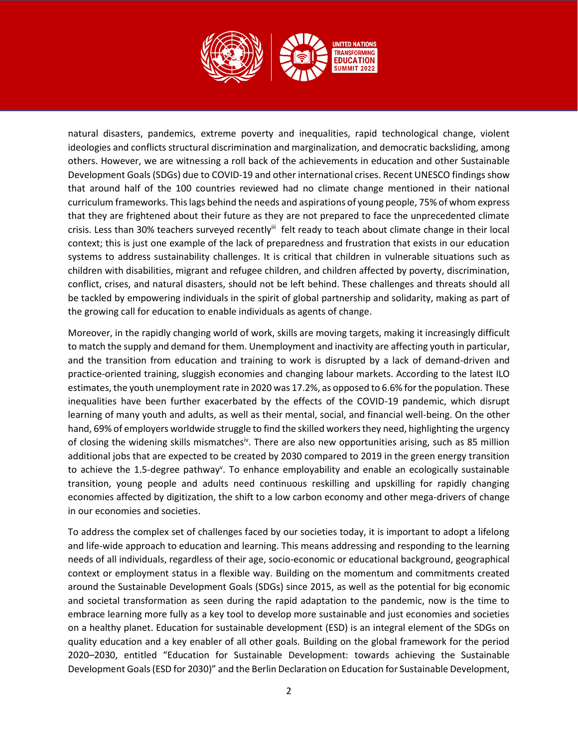natural disasters, pandemics, extreme poverty and inequalities, rapid technological change, violent ideologies and conflicts structural discrimination and marginalization, and democratic backsliding, among others. However, we are witnessing a roll back of the achievements in education and other Sustainable Development Goals (SDGs) due to COVID-19 and other international crises. Recent UNESCO findings show that around half of the 100 countries reviewed had no climate change mentioned in their national curriculum frameworks. This lags behind the needs and aspirations of young people, 75% of whom express that they are frightened about their future as they are not prepared to face the unprecedented climate crisis. Less than 30% teachers surveyed recently[iii] felt ready to teach about climate change in their local context; this is just one example of the lack of preparedness and frustration that exists in our education systems to address sustainability challenges. It is critical that children in vulnerable situations such as children with disabilities, migrant and refugee children, and children affected by poverty, discrimination, conflict, crises, and natural disasters, should not be left behind. These challenges and threats should all be tackled by empowering individuals in the spirit of global partnership and solidarity, making as part of the growing call for education to enable individuals as agents of change.

Moreover, in the rapidly changing world of work, skills are moving targets, making it increasingly difficult to match the supply and demand for them. Unemployment and inactivity are affecting youth in particular, and the transition from education and training to work is disrupted by a lack of demand-driven and practice-oriented training, sluggish economies and changing labour markets. According to the latest ILO estimates, the youth unemployment rate in 2020 was 17.2%, as opposed to 6.6% for the population. These inequalities have been further exacerbated by the effects of the COVID-19 pandemic, which disrupt learning of many youth and adults, as well as their mental, social, and financial well-being. On the other hand, 69% of employers worldwide struggle to find the skilled workers they need, highlighting the urgency of closing the widening skills mismatches[iv]. There are also new opportunities arising, such as 85 million additional jobs that are expected to be created by 2030 compared to 2019 in the green energy transition to achieve the 1.5-degree pathway[v]. To enhance employability and enable an ecologically sustainable transition, young people and adults need continuous reskilling and upskilling for rapidly changing economies affected by digitization, the shift to a low carbon economy and other mega-drivers of change in our economies and societies.

To address the complex set of challenges faced by our societies today, it is important to adopt a lifelong and life-wide approach to education and learning. This means addressing and responding to the learning needs of all individuals, regardless of their age, socio-economic or educational background, geographical context or employment status in a flexible way. Building on the momentum and commitments created around the Sustainable Development Goals (SDGs) since 2015, as well as the potential for big economic and societal transformation as seen during the rapid adaptation to the pandemic, now is the time to embrace learning more fully as a key tool to develop more sustainable and just economies and societies on a healthy planet. Education for sustainable development (ESD) is an integral element of the SDGs on quality education and a key enabler of all other goals. Building on the global framework for the period 2020–2030, entitled "Education for Sustainable Development: towards achieving the Sustainable Development Goals (ESD for 2030)" and the Berlin Declaration on Education for Sustainable Development,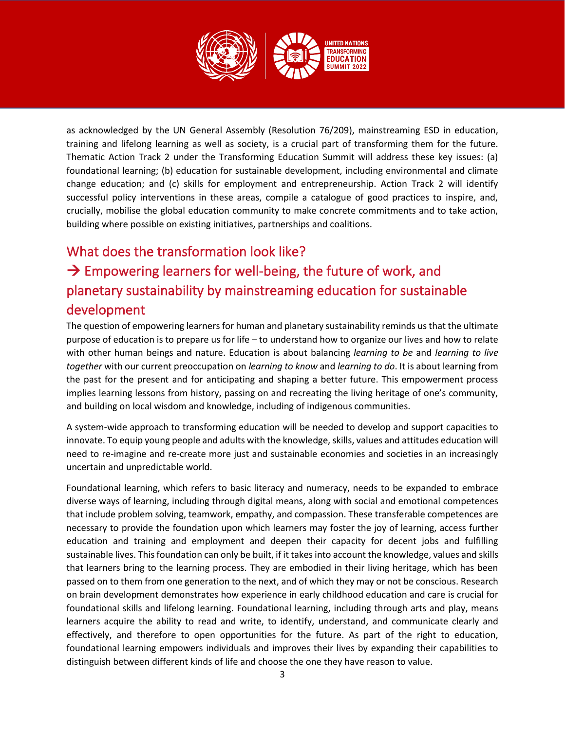as acknowledged by the UN General Assembly (Resolution 76/209), mainstreaming ESD in education, training and lifelong learning as well as society, is a crucial part of transforming them for the future. Thematic Action Track 2 under the Transforming Education Summit will address these key issues: (a) foundational learning; (b) education for sustainable development, including environmental and climate change education; and (c) skills for employment and entrepreneurship. Action Track 2 will identify successful policy interventions in these areas, compile a catalogue of good practices to inspire, and, crucially, mobilise the global education community to make concrete commitments and to take action, building where possible on existing initiatives, partnerships and coalitions.

## What does the transformation look like?

## → Empowering learners for well-being, the future of work, and planetary sustainability by mainstreaming education for sustainable development

The question of empowering learners for human and planetary sustainability reminds us that the ultimate purpose of education is to prepare us for life – to understand how to organize our lives and how to relate with other human beings and nature. Education is about balancing *learning to be* and *learning to live together* with our current preoccupation on *learning to know* and *learning to do*. It is about learning from the past for the present and for anticipating and shaping a better future. This empowerment process implies learning lessons from history, passing on and recreating the living heritage of one's community, and building on local wisdom and knowledge, including of indigenous communities.

A system-wide approach to transforming education will be needed to develop and support capacities to innovate. To equip young people and adults with the knowledge, skills, values and attitudes education will need to re-imagine and re-create more just and sustainable economies and societies in an increasingly uncertain and unpredictable world.

Foundational learning, which refers to basic literacy and numeracy, needs to be expanded to embrace diverse ways of learning, including through digital means, along with social and emotional competences that include problem solving, teamwork, empathy, and compassion. These transferable competences are necessary to provide the foundation upon which learners may foster the joy of learning, access further education and training and employment and deepen their capacity for decent jobs and fulfilling sustainable lives. This foundation can only be built, if it takes into account the knowledge, values and skills that learners bring to the learning process. They are embodied in their living heritage, which has been passed on to them from one generation to the next, and of which they may or not be conscious. Research on brain development demonstrates how experience in early childhood education and care is crucial for foundational skills and lifelong learning. Foundational learning, including through arts and play, means learners acquire the ability to read and write, to identify, understand, and communicate clearly and effectively, and therefore to open opportunities for the future. As part of the right to education, foundational learning empowers individuals and improves their lives by expanding their capabilities to distinguish between different kinds of life and choose the one they have reason to value.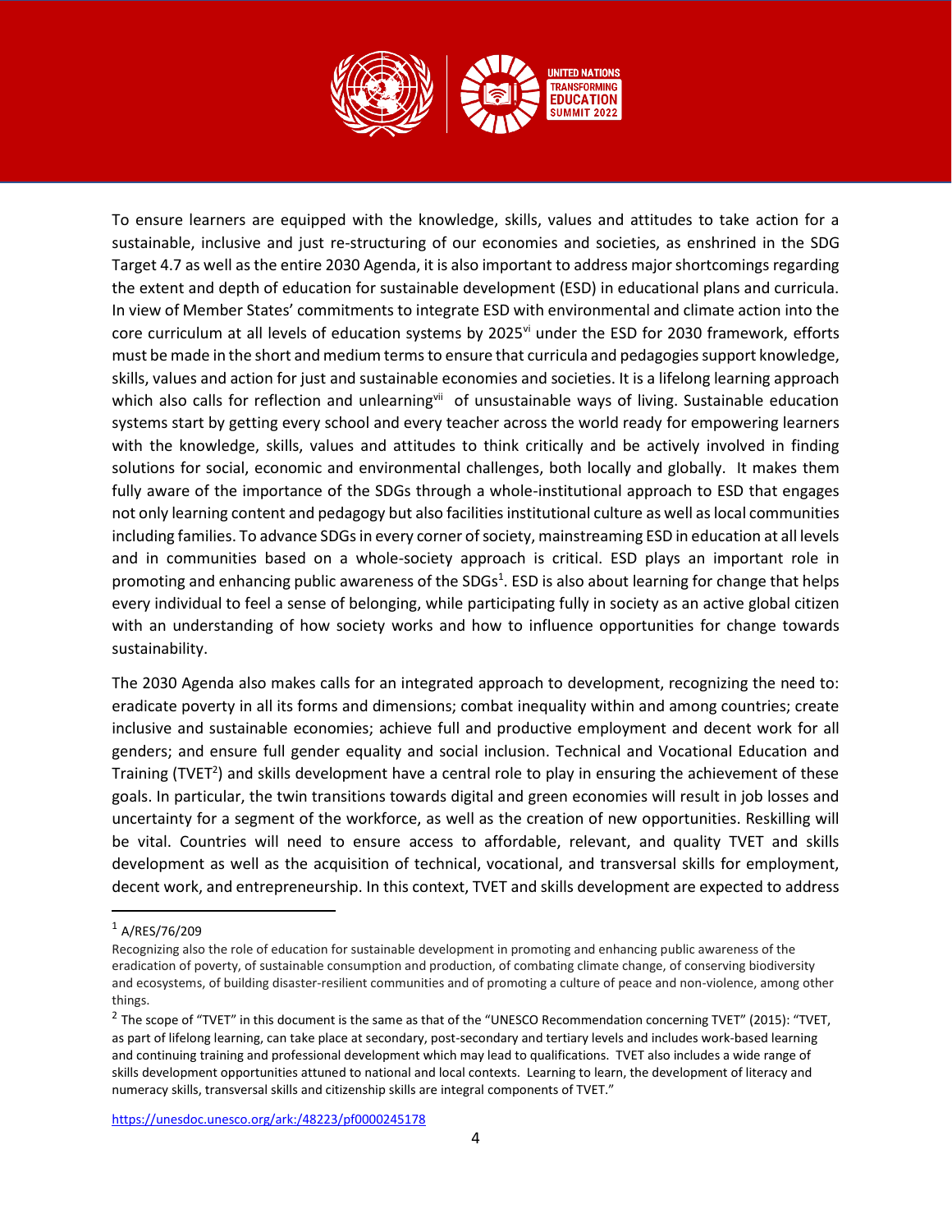To ensure learners are equipped with the knowledge, skills, values and attitudes to take action for a sustainable, inclusive and just re-structuring of our economies and societies, as enshrined in the SDG Target 4.7 as well as the entire 2030 Agenda, it is also important to address major shortcomings regarding the extent and depth of education for sustainable development (ESD) in educational plans and curricula. In view of Member States' commitments to integrate ESD with environmental and climate action into the core curriculum at all levels of education systems by 2025[vi] under the ESD for 2030 framework, efforts must be made in the short and medium terms to ensure that curricula and pedagogies support knowledge, skills, values and action for just and sustainable economies and societies. It is a lifelong learning approach which also calls for reflection and unlearning[vii] of unsustainable ways of living. Sustainable education systems start by getting every school and every teacher across the world ready for empowering learners with the knowledge, skills, values and attitudes to think critically and be actively involved in finding solutions for social, economic and environmental challenges, both locally and globally. It makes them fully aware of the importance of the SDGs through a whole-institutional approach to ESD that engages not only learning content and pedagogy but also facilities institutional culture as well as local communities including families. To advance SDGs in every corner of society, mainstreaming ESD in education at all levels and in communities based on a whole-society approach is critical. ESD plays an important role in promoting and enhancing public awareness of the SDGs[1]. ESD is also about learning for change that helps every individual to feel a sense of belonging, while participating fully in society as an active global citizen with an understanding of how society works and how to influence opportunities for change towards sustainability.

The 2030 Agenda also makes calls for an integrated approach to development, recognizing the need to: eradicate poverty in all its forms and dimensions; combat inequality within and among countries; create inclusive and sustainable economies; achieve full and productive employment and decent work for all genders; and ensure full gender equality and social inclusion. Technical and Vocational Education and Training (TVET[2]) and skills development have a central role to play in ensuring the achievement of these goals. In particular, the twin transitions towards digital and green economies will result in job losses and uncertainty for a segment of the workforce, as well as the creation of new opportunities. Reskilling will be vital. Countries will need to ensure access to affordable, relevant, and quality TVET and skills development as well as the acquisition of technical, vocational, and transversal skills for employment, decent work, and entrepreneurship. In this context, TVET and skills development are expected to address

---

[1] A/RES/76/209

Recognizing also the role of education for sustainable development in promoting and enhancing public awareness of the eradication of poverty, of sustainable consumption and production, of combating climate change, of conserving biodiversity and ecosystems, of building disaster-resilient communities and of promoting a culture of peace and non-violence, among other things.

[2] The scope of "TVET" in this document is the same as that of the "UNESCO Recommendation concerning TVET" (2015): "TVET, as part of lifelong learning, can take place at secondary, post-secondary and tertiary levels and includes work-based learning and continuing training and professional development which may lead to qualifications. TVET also includes a wide range of skills development opportunities attuned to national and local contexts. Learning to learn, the development of literacy and numeracy skills, transversal skills and citizenship skills are integral components of TVET."

https://unesdoc.unesco.org/ark:/48223/pf0000245178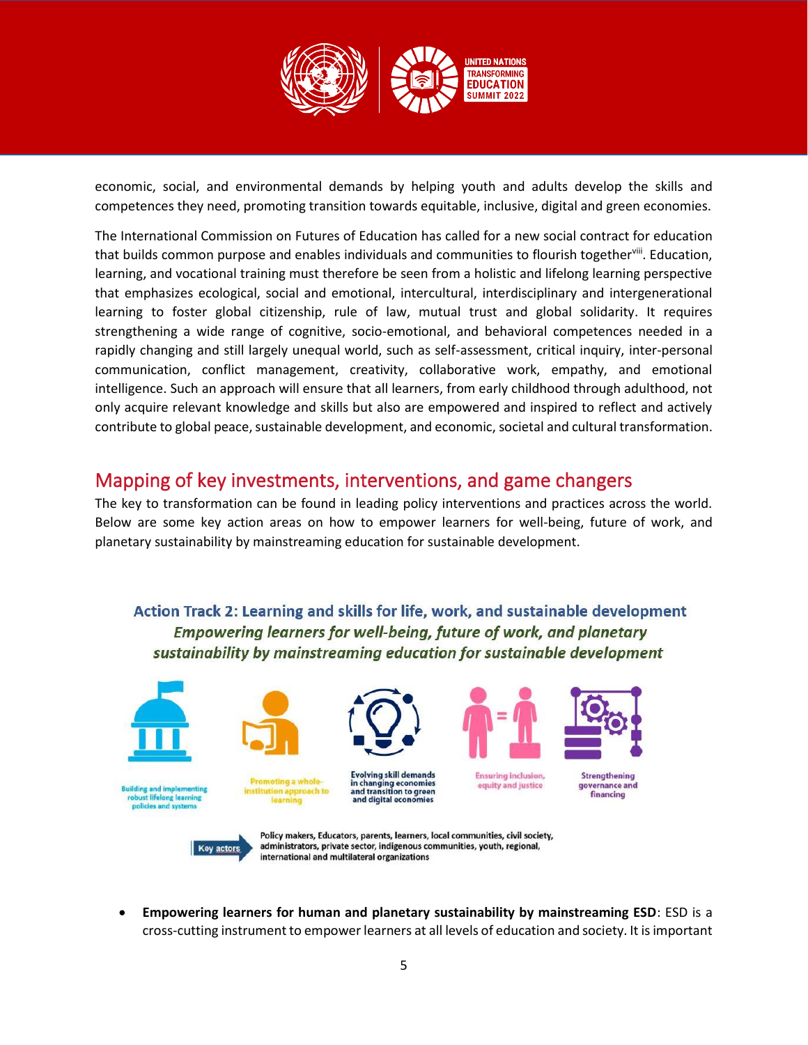economic, social, and environmental demands by helping youth and adults develop the skills and competences they need, promoting transition towards equitable, inclusive, digital and green economies.

The International Commission on Futures of Education has called for a new social contract for education that builds common purpose and enables individuals and communities to flourish together[viii]. Education, learning, and vocational training must therefore be seen from a holistic and lifelong learning perspective that emphasizes ecological, social and emotional, intercultural, interdisciplinary and intergenerational learning to foster global citizenship, rule of law, mutual trust and global solidarity. It requires strengthening a wide range of cognitive, socio-emotional, and behavioral competences needed in a rapidly changing and still largely unequal world, such as self-assessment, critical inquiry, inter-personal communication, conflict management, creativity, collaborative work, empathy, and emotional intelligence. Such an approach will ensure that all learners, from early childhood through adulthood, not only acquire relevant knowledge and skills but also are empowered and inspired to reflect and actively contribute to global peace, sustainable development, and economic, societal and cultural transformation.

## Mapping of key investments, interventions, and game changers

The key to transformation can be found in leading policy interventions and practices across the world. Below are some key action areas on how to empower learners for well-being, future of work, and planetary sustainability by mainstreaming education for sustainable development.

**Action Track 2: Learning and skills for life, work, and sustainable development**

***Empowering learners for well-being, future of work, and planetary sustainability by mainstreaming education for sustainable development***

- Building and implementing robust lifelong learning policies and systems
- Promoting a whole-institution approach to learning
- Evolving skill demands in changing economies and transition to green and digital economies
- Ensuring inclusion, equity and justice
- Strengthening governance and financing

**Key actors:** Policy makers, Educators, parents, learners, local communities, civil society, administrators, private sector, indigenous communities, youth, regional, international and multilateral organizations

- **Empowering learners for human and planetary sustainability by mainstreaming ESD**: ESD is a cross-cutting instrument to empower learners at all levels of education and society. It is important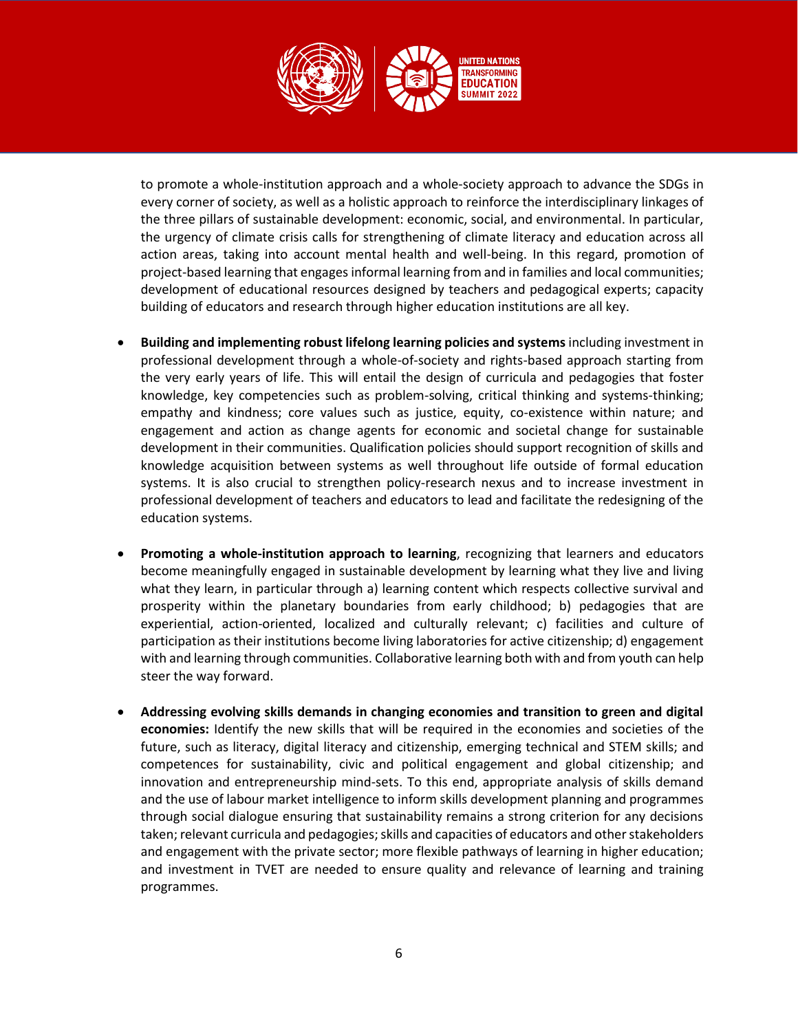to promote a whole-institution approach and a whole-society approach to advance the SDGs in every corner of society, as well as a holistic approach to reinforce the interdisciplinary linkages of the three pillars of sustainable development: economic, social, and environmental. In particular, the urgency of climate crisis calls for strengthening of climate literacy and education across all action areas, taking into account mental health and well-being. In this regard, promotion of project-based learning that engages informal learning from and in families and local communities; development of educational resources designed by teachers and pedagogical experts; capacity building of educators and research through higher education institutions are all key.

- **Building and implementing robust lifelong learning policies and systems** including investment in professional development through a whole-of-society and rights-based approach starting from the very early years of life. This will entail the design of curricula and pedagogies that foster knowledge, key competencies such as problem-solving, critical thinking and systems-thinking; empathy and kindness; core values such as justice, equity, co-existence within nature; and engagement and action as change agents for economic and societal change for sustainable development in their communities. Qualification policies should support recognition of skills and knowledge acquisition between systems as well throughout life outside of formal education systems. It is also crucial to strengthen policy-research nexus and to increase investment in professional development of teachers and educators to lead and facilitate the redesigning of the education systems.

- **Promoting a whole-institution approach to learning**, recognizing that learners and educators become meaningfully engaged in sustainable development by learning what they live and living what they learn, in particular through a) learning content which respects collective survival and prosperity within the planetary boundaries from early childhood; b) pedagogies that are experiential, action-oriented, localized and culturally relevant; c) facilities and culture of participation as their institutions become living laboratories for active citizenship; d) engagement with and learning through communities. Collaborative learning both with and from youth can help steer the way forward.

- **Addressing evolving skills demands in changing economies and transition to green and digital economies:** Identify the new skills that will be required in the economies and societies of the future, such as literacy, digital literacy and citizenship, emerging technical and STEM skills; and competences for sustainability, civic and political engagement and global citizenship; and innovation and entrepreneurship mind-sets. To this end, appropriate analysis of skills demand and the use of labour market intelligence to inform skills development planning and programmes through social dialogue ensuring that sustainability remains a strong criterion for any decisions taken; relevant curricula and pedagogies; skills and capacities of educators and other stakeholders and engagement with the private sector; more flexible pathways of learning in higher education; and investment in TVET are needed to ensure quality and relevance of learning and training programmes.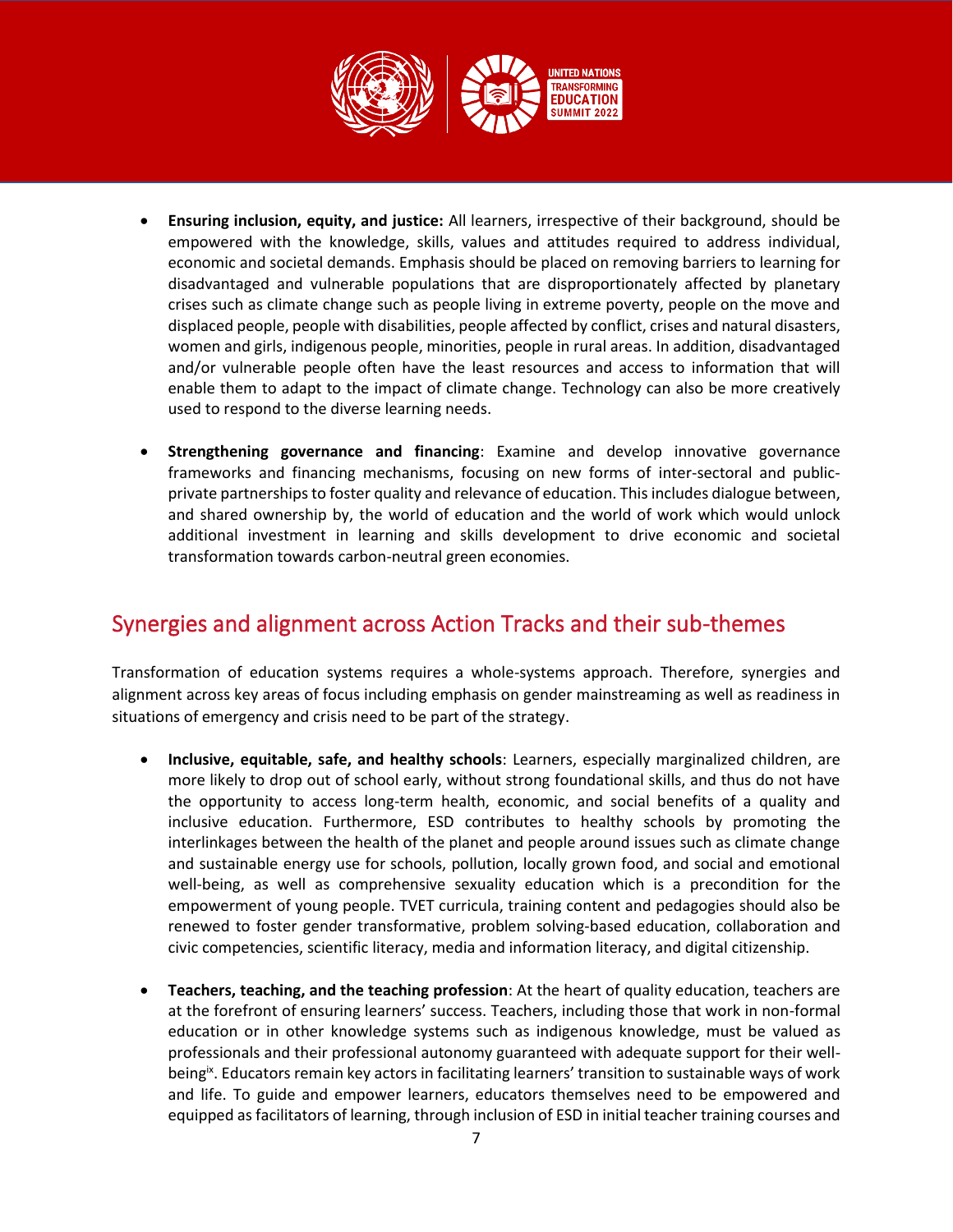- **Ensuring inclusion, equity, and justice:** All learners, irrespective of their background, should be empowered with the knowledge, skills, values and attitudes required to address individual, economic and societal demands. Emphasis should be placed on removing barriers to learning for disadvantaged and vulnerable populations that are disproportionately affected by planetary crises such as climate change such as people living in extreme poverty, people on the move and displaced people, people with disabilities, people affected by conflict, crises and natural disasters, women and girls, indigenous people, minorities, people in rural areas. In addition, disadvantaged and/or vulnerable people often have the least resources and access to information that will enable them to adapt to the impact of climate change. Technology can also be more creatively used to respond to the diverse learning needs.

- **Strengthening governance and financing**: Examine and develop innovative governance frameworks and financing mechanisms, focusing on new forms of inter-sectoral and public-private partnerships to foster quality and relevance of education. This includes dialogue between, and shared ownership by, the world of education and the world of work which would unlock additional investment in learning and skills development to drive economic and societal transformation towards carbon-neutral green economies.

## Synergies and alignment across Action Tracks and their sub-themes

Transformation of education systems requires a whole-systems approach. Therefore, synergies and alignment across key areas of focus including emphasis on gender mainstreaming as well as readiness in situations of emergency and crisis need to be part of the strategy.

- **Inclusive, equitable, safe, and healthy schools**: Learners, especially marginalized children, are more likely to drop out of school early, without strong foundational skills, and thus do not have the opportunity to access long-term health, economic, and social benefits of a quality and inclusive education. Furthermore, ESD contributes to healthy schools by promoting the interlinkages between the health of the planet and people around issues such as climate change and sustainable energy use for schools, pollution, locally grown food, and social and emotional well-being, as well as comprehensive sexuality education which is a precondition for the empowerment of young people. TVET curricula, training content and pedagogies should also be renewed to foster gender transformative, problem solving-based education, collaboration and civic competencies, scientific literacy, media and information literacy, and digital citizenship.

- **Teachers, teaching, and the teaching profession**: At the heart of quality education, teachers are at the forefront of ensuring learners' success. Teachers, including those that work in non-formal education or in other knowledge systems such as indigenous knowledge, must be valued as professionals and their professional autonomy guaranteed with adequate support for their well-being[ix]. Educators remain key actors in facilitating learners' transition to sustainable ways of work and life. To guide and empower learners, educators themselves need to be empowered and equipped as facilitators of learning, through inclusion of ESD in initial teacher training courses and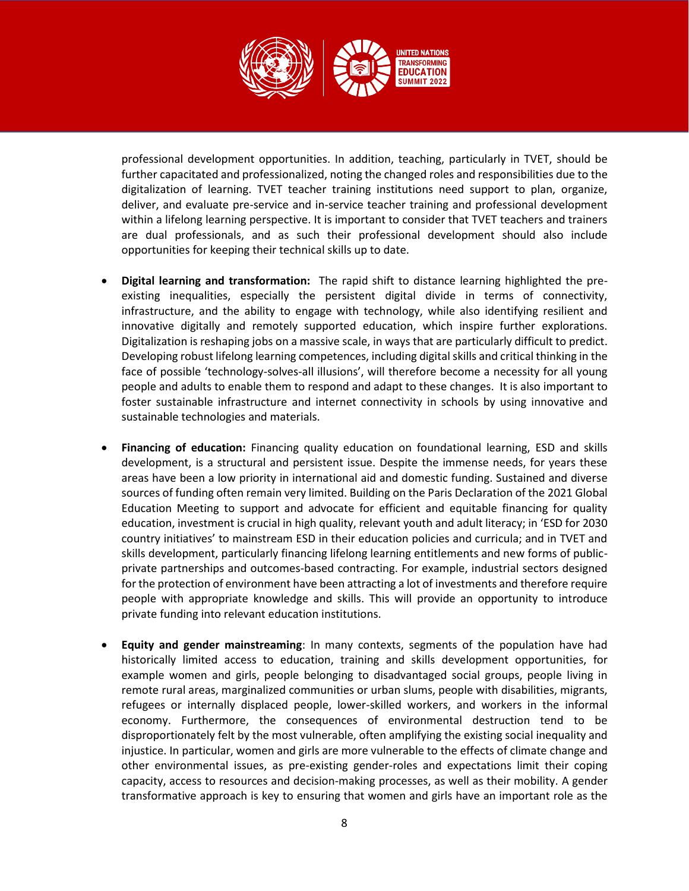professional development opportunities. In addition, teaching, particularly in TVET, should be further capacitated and professionalized, noting the changed roles and responsibilities due to the digitalization of learning. TVET teacher training institutions need support to plan, organize, deliver, and evaluate pre-service and in-service teacher training and professional development within a lifelong learning perspective. It is important to consider that TVET teachers and trainers are dual professionals, and as such their professional development should also include opportunities for keeping their technical skills up to date.

- **Digital learning and transformation:** The rapid shift to distance learning highlighted the pre-existing inequalities, especially the persistent digital divide in terms of connectivity, infrastructure, and the ability to engage with technology, while also identifying resilient and innovative digitally and remotely supported education, which inspire further explorations. Digitalization is reshaping jobs on a massive scale, in ways that are particularly difficult to predict. Developing robust lifelong learning competences, including digital skills and critical thinking in the face of possible 'technology-solves-all illusions', will therefore become a necessity for all young people and adults to enable them to respond and adapt to these changes. It is also important to foster sustainable infrastructure and internet connectivity in schools by using innovative and sustainable technologies and materials.

- **Financing of education:** Financing quality education on foundational learning, ESD and skills development, is a structural and persistent issue. Despite the immense needs, for years these areas have been a low priority in international aid and domestic funding. Sustained and diverse sources of funding often remain very limited. Building on the Paris Declaration of the 2021 Global Education Meeting to support and advocate for efficient and equitable financing for quality education, investment is crucial in high quality, relevant youth and adult literacy; in 'ESD for 2030 country initiatives' to mainstream ESD in their education policies and curricula; and in TVET and skills development, particularly financing lifelong learning entitlements and new forms of public-private partnerships and outcomes-based contracting. For example, industrial sectors designed for the protection of environment have been attracting a lot of investments and therefore require people with appropriate knowledge and skills. This will provide an opportunity to introduce private funding into relevant education institutions.

- **Equity and gender mainstreaming**: In many contexts, segments of the population have had historically limited access to education, training and skills development opportunities, for example women and girls, people belonging to disadvantaged social groups, people living in remote rural areas, marginalized communities or urban slums, people with disabilities, migrants, refugees or internally displaced people, lower-skilled workers, and workers in the informal economy. Furthermore, the consequences of environmental destruction tend to be disproportionately felt by the most vulnerable, often amplifying the existing social inequality and injustice. In particular, women and girls are more vulnerable to the effects of climate change and other environmental issues, as pre-existing gender-roles and expectations limit their coping capacity, access to resources and decision-making processes, as well as their mobility. A gender transformative approach is key to ensuring that women and girls have an important role as the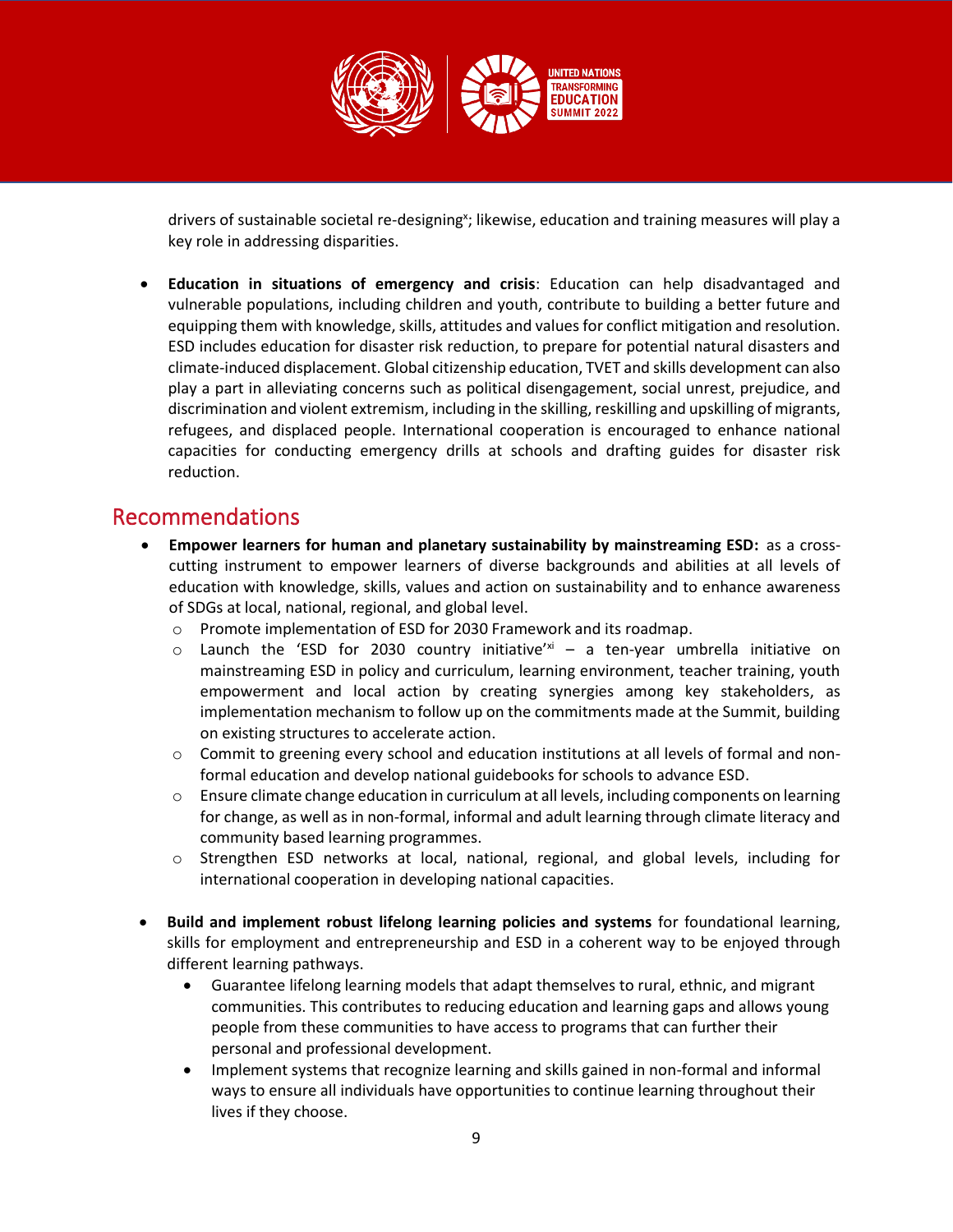drivers of sustainable societal re-designing[x]; likewise, education and training measures will play a key role in addressing disparities.

- **Education in situations of emergency and crisis**: Education can help disadvantaged and vulnerable populations, including children and youth, contribute to building a better future and equipping them with knowledge, skills, attitudes and values for conflict mitigation and resolution. ESD includes education for disaster risk reduction, to prepare for potential natural disasters and climate-induced displacement. Global citizenship education, TVET and skills development can also play a part in alleviating concerns such as political disengagement, social unrest, prejudice, and discrimination and violent extremism, including in the skilling, reskilling and upskilling of migrants, refugees, and displaced people. International cooperation is encouraged to enhance national capacities for conducting emergency drills at schools and drafting guides for disaster risk reduction.

## Recommendations

- **Empower learners for human and planetary sustainability by mainstreaming ESD:** as a cross-cutting instrument to empower learners of diverse backgrounds and abilities at all levels of education with knowledge, skills, values and action on sustainability and to enhance awareness of SDGs at local, national, regional, and global level.
  - Promote implementation of ESD for 2030 Framework and its roadmap.
  - Launch the 'ESD for 2030 country initiative'[xi] – a ten-year umbrella initiative on mainstreaming ESD in policy and curriculum, learning environment, teacher training, youth empowerment and local action by creating synergies among key stakeholders, as implementation mechanism to follow up on the commitments made at the Summit, building on existing structures to accelerate action.
  - Commit to greening every school and education institutions at all levels of formal and non-formal education and develop national guidebooks for schools to advance ESD.
  - Ensure climate change education in curriculum at all levels, including components on learning for change, as well as in non-formal, informal and adult learning through climate literacy and community based learning programmes.
  - Strengthen ESD networks at local, national, regional, and global levels, including for international cooperation in developing national capacities.

- **Build and implement robust lifelong learning policies and systems** for foundational learning, skills for employment and entrepreneurship and ESD in a coherent way to be enjoyed through different learning pathways.
  - Guarantee lifelong learning models that adapt themselves to rural, ethnic, and migrant communities. This contributes to reducing education and learning gaps and allows young people from these communities to have access to programs that can further their personal and professional development.
  - Implement systems that recognize learning and skills gained in non-formal and informal ways to ensure all individuals have opportunities to continue learning throughout their lives if they choose.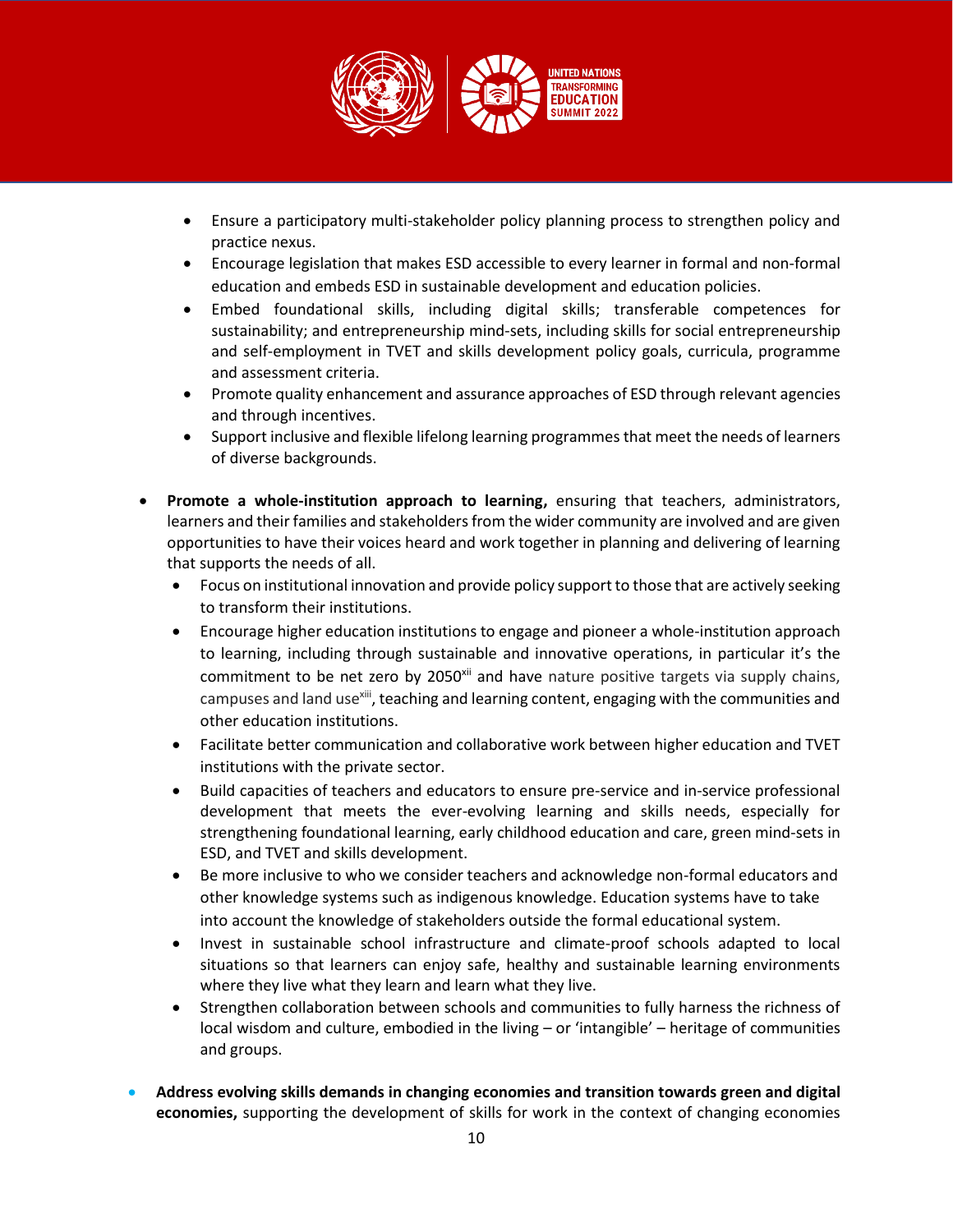- Ensure a participatory multi-stakeholder policy planning process to strengthen policy and practice nexus.
  - Encourage legislation that makes ESD accessible to every learner in formal and non-formal education and embeds ESD in sustainable development and education policies.
  - Embed foundational skills, including digital skills; transferable competences for sustainability; and entrepreneurship mind-sets, including skills for social entrepreneurship and self-employment in TVET and skills development policy goals, curricula, programme and assessment criteria.
  - Promote quality enhancement and assurance approaches of ESD through relevant agencies and through incentives.
  - Support inclusive and flexible lifelong learning programmes that meet the needs of learners of diverse backgrounds.

- **Promote a whole-institution approach to learning,** ensuring that teachers, administrators, learners and their families and stakeholders from the wider community are involved and are given opportunities to have their voices heard and work together in planning and delivering of learning that supports the needs of all.
  - Focus on institutional innovation and provide policy support to those that are actively seeking to transform their institutions.
  - Encourage higher education institutions to engage and pioneer a whole-institution approach to learning, including through sustainable and innovative operations, in particular it's the commitment to be net zero by 2050[xii] and have nature positive targets via supply chains, campuses and land use[xiii], teaching and learning content, engaging with the communities and other education institutions.
  - Facilitate better communication and collaborative work between higher education and TVET institutions with the private sector.
  - Build capacities of teachers and educators to ensure pre-service and in-service professional development that meets the ever-evolving learning and skills needs, especially for strengthening foundational learning, early childhood education and care, green mind-sets in ESD, and TVET and skills development.
  - Be more inclusive to who we consider teachers and acknowledge non-formal educators and other knowledge systems such as indigenous knowledge. Education systems have to take into account the knowledge of stakeholders outside the formal educational system.
  - Invest in sustainable school infrastructure and climate-proof schools adapted to local situations so that learners can enjoy safe, healthy and sustainable learning environments where they live what they learn and learn what they live.
  - Strengthen collaboration between schools and communities to fully harness the richness of local wisdom and culture, embodied in the living – or 'intangible' – heritage of communities and groups.

- **Address evolving skills demands in changing economies and transition towards green and digital economies,** supporting the development of skills for work in the context of changing economies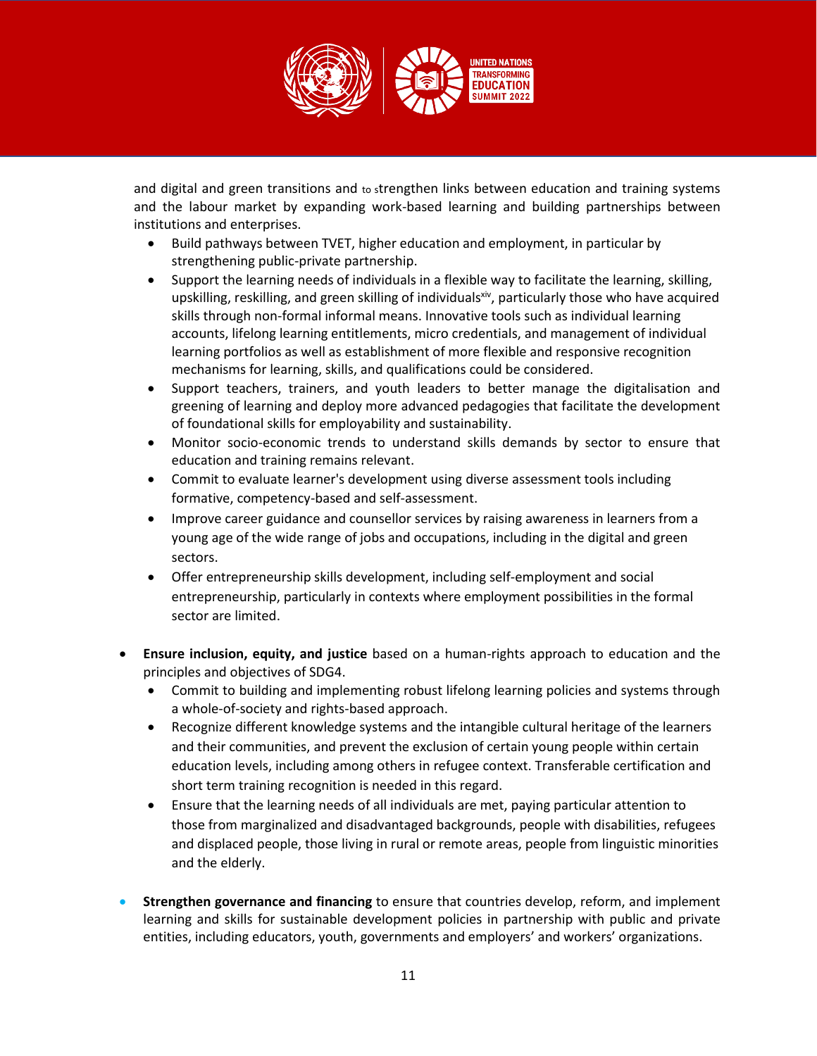and digital and green transitions and to strengthen links between education and training systems and the labour market by expanding work-based learning and building partnerships between institutions and enterprises.

  - Build pathways between TVET, higher education and employment, in particular by strengthening public-private partnership.
  - Support the learning needs of individuals in a flexible way to facilitate the learning, skilling, upskilling, reskilling, and green skilling of individuals[xiv], particularly those who have acquired skills through non-formal informal means. Innovative tools such as individual learning accounts, lifelong learning entitlements, micro credentials, and management of individual learning portfolios as well as establishment of more flexible and responsive recognition mechanisms for learning, skills, and qualifications could be considered.
  - Support teachers, trainers, and youth leaders to better manage the digitalisation and greening of learning and deploy more advanced pedagogies that facilitate the development of foundational skills for employability and sustainability.
  - Monitor socio-economic trends to understand skills demands by sector to ensure that education and training remains relevant.
  - Commit to evaluate learner's development using diverse assessment tools including formative, competency-based and self-assessment.
  - Improve career guidance and counsellor services by raising awareness in learners from a young age of the wide range of jobs and occupations, including in the digital and green sectors.
  - Offer entrepreneurship skills development, including self-employment and social entrepreneurship, particularly in contexts where employment possibilities in the formal sector are limited.

- **Ensure inclusion, equity, and justice** based on a human-rights approach to education and the principles and objectives of SDG4.
  - Commit to building and implementing robust lifelong learning policies and systems through a whole-of-society and rights-based approach.
  - Recognize different knowledge systems and the intangible cultural heritage of the learners and their communities, and prevent the exclusion of certain young people within certain education levels, including among others in refugee context. Transferable certification and short term training recognition is needed in this regard.
  - Ensure that the learning needs of all individuals are met, paying particular attention to those from marginalized and disadvantaged backgrounds, people with disabilities, refugees and displaced people, those living in rural or remote areas, people from linguistic minorities and the elderly.

- **Strengthen governance and financing** to ensure that countries develop, reform, and implement learning and skills for sustainable development policies in partnership with public and private entities, including educators, youth, governments and employers' and workers' organizations.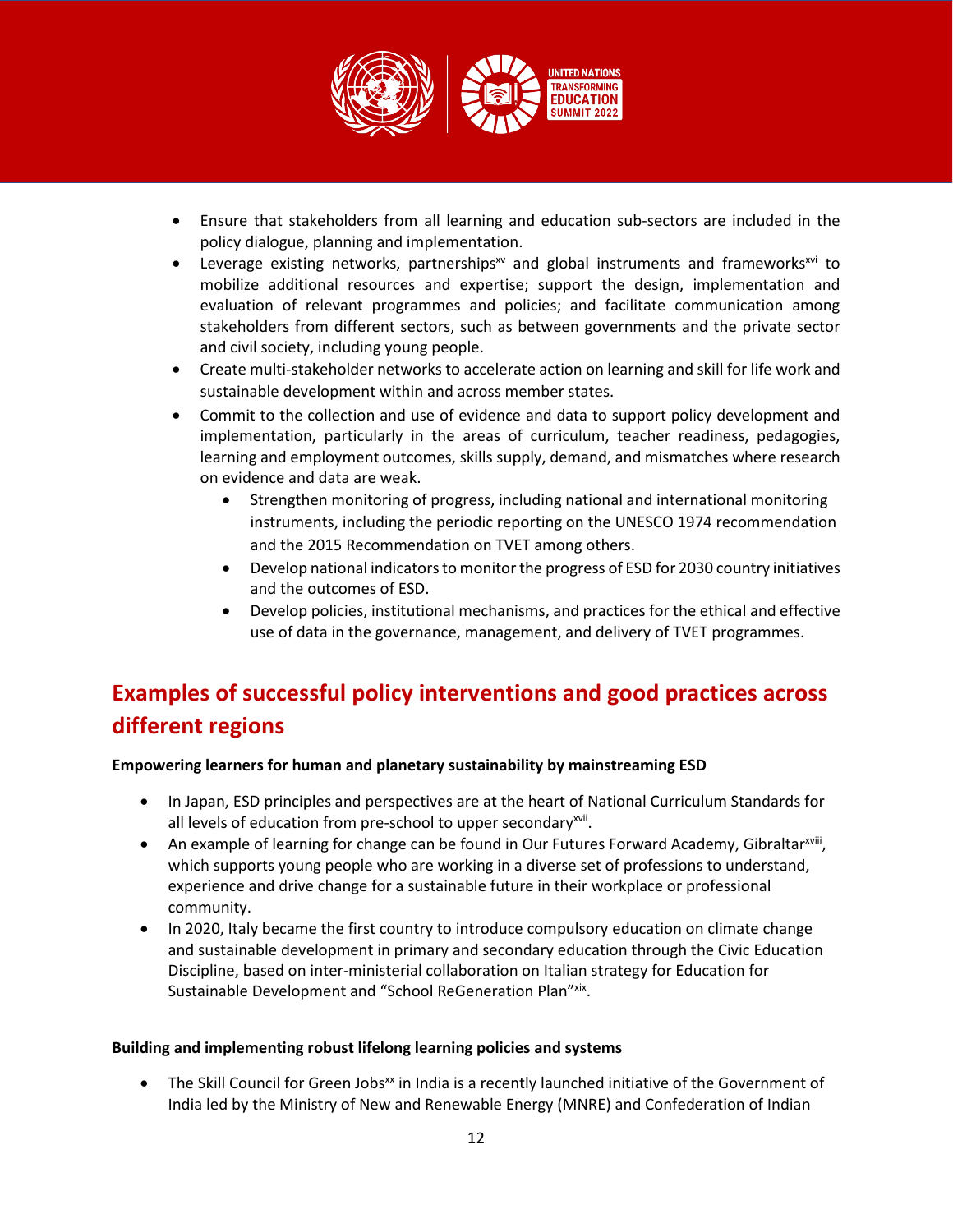- Ensure that stakeholders from all learning and education sub-sectors are included in the policy dialogue, planning and implementation.
- Leverage existing networks, partnerships[xv] and global instruments and frameworks[xvi] to mobilize additional resources and expertise; support the design, implementation and evaluation of relevant programmes and policies; and facilitate communication among stakeholders from different sectors, such as between governments and the private sector and civil society, including young people.
- Create multi-stakeholder networks to accelerate action on learning and skill for life work and sustainable development within and across member states.
- Commit to the collection and use of evidence and data to support policy development and implementation, particularly in the areas of curriculum, teacher readiness, pedagogies, learning and employment outcomes, skills supply, demand, and mismatches where research on evidence and data are weak.
    - Strengthen monitoring of progress, including national and international monitoring instruments, including the periodic reporting on the UNESCO 1974 recommendation and the 2015 Recommendation on TVET among others.
    - Develop national indicators to monitor the progress of ESD for 2030 country initiatives and the outcomes of ESD.
    - Develop policies, institutional mechanisms, and practices for the ethical and effective use of data in the governance, management, and delivery of TVET programmes.

## Examples of successful policy interventions and good practices across different regions

**Empowering learners for human and planetary sustainability by mainstreaming ESD**

- In Japan, ESD principles and perspectives are at the heart of National Curriculum Standards for all levels of education from pre-school to upper secondary[xvii].
- An example of learning for change can be found in Our Futures Forward Academy, Gibraltar[xviii], which supports young people who are working in a diverse set of professions to understand, experience and drive change for a sustainable future in their workplace or professional community.
- In 2020, Italy became the first country to introduce compulsory education on climate change and sustainable development in primary and secondary education through the Civic Education Discipline, based on inter-ministerial collaboration on Italian strategy for Education for Sustainable Development and "School ReGeneration Plan"[xix].

**Building and implementing robust lifelong learning policies and systems**

- The Skill Council for Green Jobs[xx] in India is a recently launched initiative of the Government of India led by the Ministry of New and Renewable Energy (MNRE) and Confederation of Indian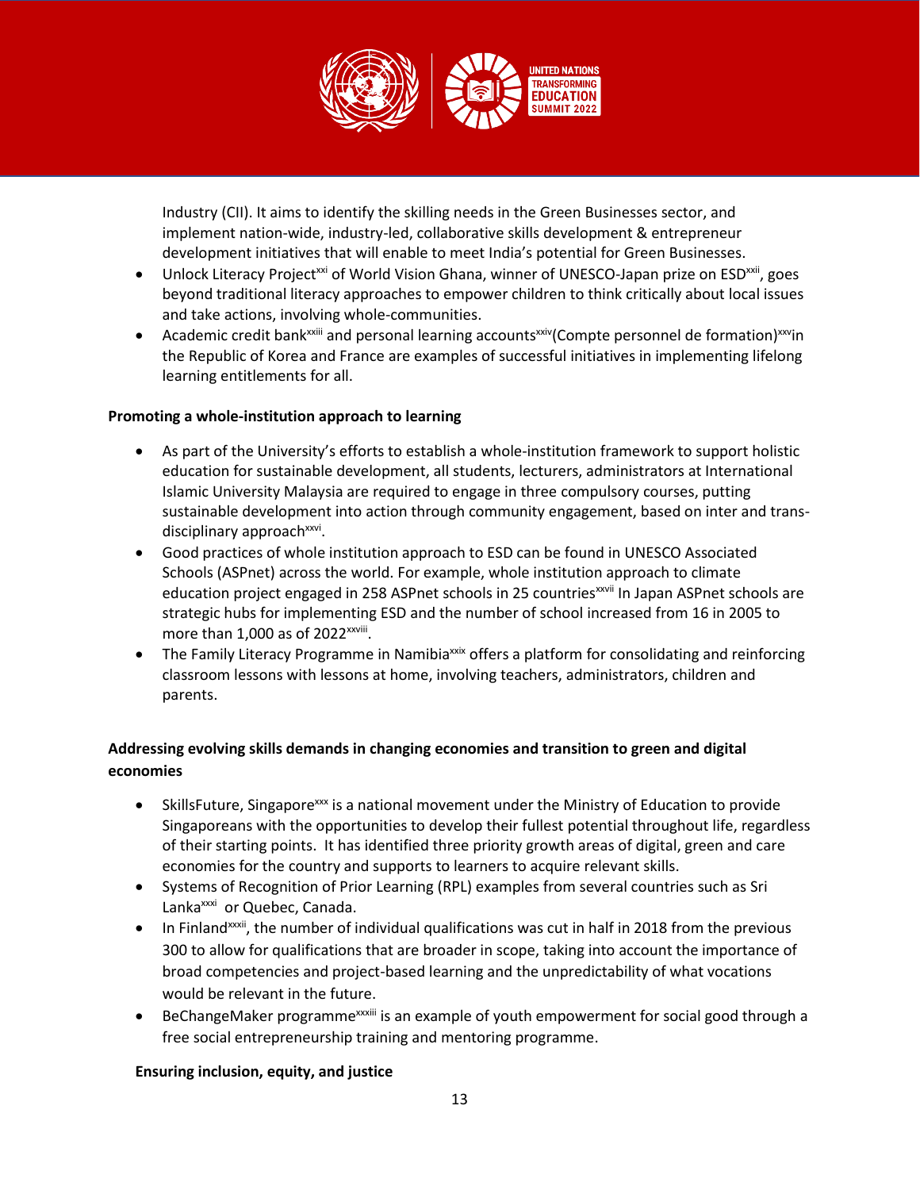Industry (CII). It aims to identify the skilling needs in the Green Businesses sector, and implement nation-wide, industry-led, collaborative skills development & entrepreneur development initiatives that will enable to meet India's potential for Green Businesses.

- Unlock Literacy Project[xxi] of World Vision Ghana, winner of UNESCO-Japan prize on ESD[xxii], goes beyond traditional literacy approaches to empower children to think critically about local issues and take actions, involving whole-communities.
- Academic credit bank[xxiii] and personal learning accounts[xxiv](Compte personnel de formation)[xxv]in the Republic of Korea and France are examples of successful initiatives in implementing lifelong learning entitlements for all.

**Promoting a whole-institution approach to learning**

- As part of the University's efforts to establish a whole-institution framework to support holistic education for sustainable development, all students, lecturers, administrators at International Islamic University Malaysia are required to engage in three compulsory courses, putting sustainable development into action through community engagement, based on inter and trans-disciplinary approach[xxvi].
- Good practices of whole institution approach to ESD can be found in UNESCO Associated Schools (ASPnet) across the world. For example, whole institution approach to climate education project engaged in 258 ASPnet schools in 25 countries[xxvii] In Japan ASPnet schools are strategic hubs for implementing ESD and the number of school increased from 16 in 2005 to more than 1,000 as of 2022[xxviii].
- The Family Literacy Programme in Namibia[xxix] offers a platform for consolidating and reinforcing classroom lessons with lessons at home, involving teachers, administrators, children and parents.

**Addressing evolving skills demands in changing economies and transition to green and digital economies**

- SkillsFuture, Singapore[xxx] is a national movement under the Ministry of Education to provide Singaporeans with the opportunities to develop their fullest potential throughout life, regardless of their starting points. It has identified three priority growth areas of digital, green and care economies for the country and supports to learners to acquire relevant skills.
- Systems of Recognition of Prior Learning (RPL) examples from several countries such as Sri Lanka[xxxi] or Quebec, Canada.
- In Finland[xxxii], the number of individual qualifications was cut in half in 2018 from the previous 300 to allow for qualifications that are broader in scope, taking into account the importance of broad competencies and project-based learning and the unpredictability of what vocations would be relevant in the future.
- BeChangeMaker programme[xxxiii] is an example of youth empowerment for social good through a free social entrepreneurship training and mentoring programme.

**Ensuring inclusion, equity, and justice**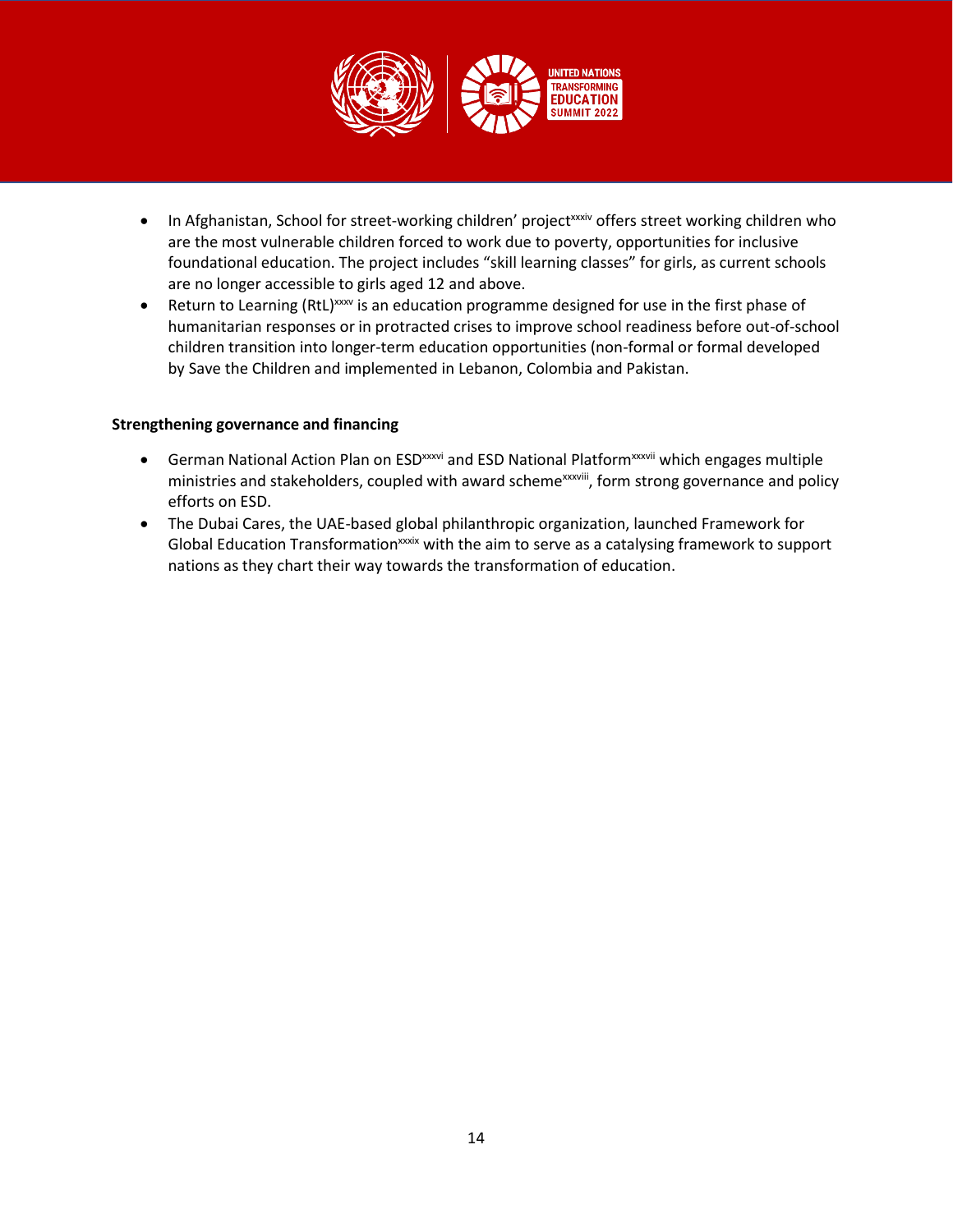- In Afghanistan, School for street-working children' project[xxxiv] offers street working children who are the most vulnerable children forced to work due to poverty, opportunities for inclusive foundational education. The project includes "skill learning classes" for girls, as current schools are no longer accessible to girls aged 12 and above.
- Return to Learning (RtL)[xxxv] is an education programme designed for use in the first phase of humanitarian responses or in protracted crises to improve school readiness before out-of-school children transition into longer-term education opportunities (non-formal or formal developed by Save the Children and implemented in Lebanon, Colombia and Pakistan.

**Strengthening governance and financing**

- German National Action Plan on ESD[xxxvi] and ESD National Platform[xxxvii] which engages multiple ministries and stakeholders, coupled with award scheme[xxxviii], form strong governance and policy efforts on ESD.
- The Dubai Cares, the UAE-based global philanthropic organization, launched Framework for Global Education Transformation[xxxix] with the aim to serve as a catalysing framework to support nations as they chart their way towards the transformation of education.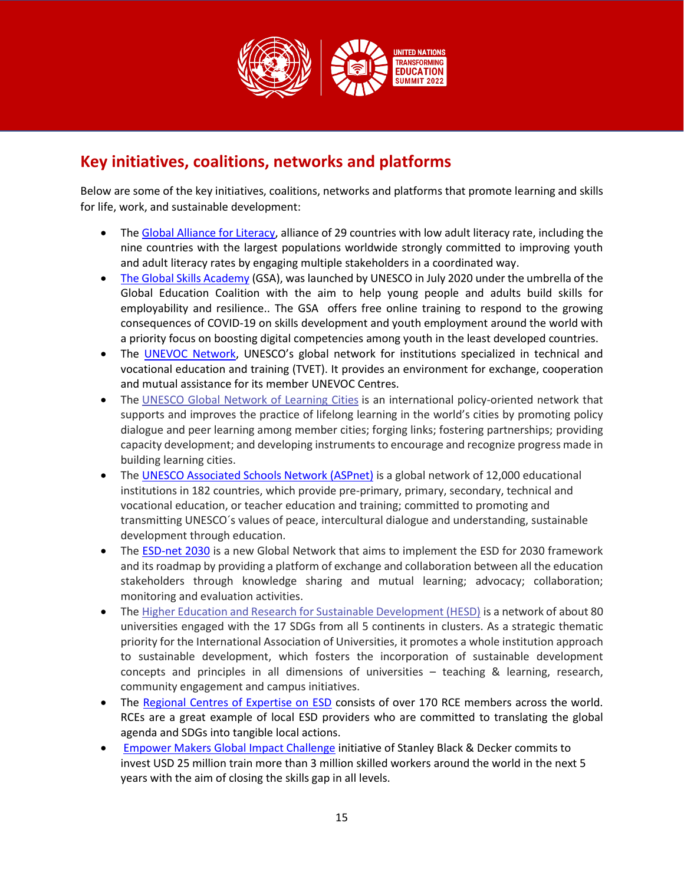## Key initiatives, coalitions, networks and platforms

Below are some of the key initiatives, coalitions, networks and platforms that promote learning and skills for life, work, and sustainable development:

- The Global Alliance for Literacy, alliance of 29 countries with low adult literacy rate, including the nine countries with the largest populations worldwide strongly committed to improving youth and adult literacy rates by engaging multiple stakeholders in a coordinated way.
- The Global Skills Academy (GSA), was launched by UNESCO in July 2020 under the umbrella of the Global Education Coalition with the aim to help young people and adults build skills for employability and resilience.. The GSA offers free online training to respond to the growing consequences of COVID-19 on skills development and youth employment around the world with a priority focus on boosting digital competencies among youth in the least developed countries.
- The UNEVOC Network, UNESCO's global network for institutions specialized in technical and vocational education and training (TVET). It provides an environment for exchange, cooperation and mutual assistance for its member UNEVOC Centres.
- The UNESCO Global Network of Learning Cities is an international policy-oriented network that supports and improves the practice of lifelong learning in the world's cities by promoting policy dialogue and peer learning among member cities; forging links; fostering partnerships; providing capacity development; and developing instruments to encourage and recognize progress made in building learning cities.
- The UNESCO Associated Schools Network (ASPnet) is a global network of 12,000 educational institutions in 182 countries, which provide pre-primary, primary, secondary, technical and vocational education, or teacher education and training; committed to promoting and transmitting UNESCO´s values of peace, intercultural dialogue and understanding, sustainable development through education.
- The ESD-net 2030 is a new Global Network that aims to implement the ESD for 2030 framework and its roadmap by providing a platform of exchange and collaboration between all the education stakeholders through knowledge sharing and mutual learning; advocacy; collaboration; monitoring and evaluation activities.
- The Higher Education and Research for Sustainable Development (HESD) is a network of about 80 universities engaged with the 17 SDGs from all 5 continents in clusters. As a strategic thematic priority for the International Association of Universities, it promotes a whole institution approach to sustainable development, which fosters the incorporation of sustainable development concepts and principles in all dimensions of universities – teaching & learning, research, community engagement and campus initiatives.
- The Regional Centres of Expertise on ESD consists of over 170 RCE members across the world. RCEs are a great example of local ESD providers who are committed to translating the global agenda and SDGs into tangible local actions.
- Empower Makers Global Impact Challenge initiative of Stanley Black & Decker commits to invest USD 25 million train more than 3 million skilled workers around the world in the next 5 years with the aim of closing the skills gap in all levels.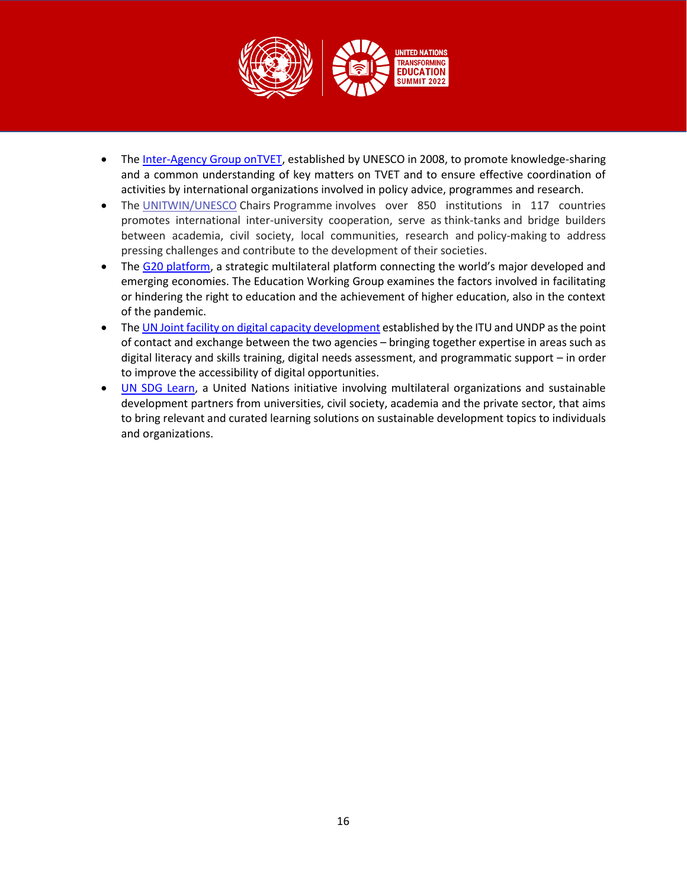- The Inter-Agency Group onTVET, established by UNESCO in 2008, to promote knowledge-sharing and a common understanding of key matters on TVET and to ensure effective coordination of activities by international organizations involved in policy advice, programmes and research.
- The UNITWIN/UNESCO Chairs Programme involves over 850 institutions in 117 countries promotes international inter-university cooperation, serve as think-tanks and bridge builders between academia, civil society, local communities, research and policy-making to address pressing challenges and contribute to the development of their societies.
- The G20 platform, a strategic multilateral platform connecting the world's major developed and emerging economies. The Education Working Group examines the factors involved in facilitating or hindering the right to education and the achievement of higher education, also in the context of the pandemic.
- The UN Joint facility on digital capacity development established by the ITU and UNDP as the point of contact and exchange between the two agencies – bringing together expertise in areas such as digital literacy and skills training, digital needs assessment, and programmatic support – in order to improve the accessibility of digital opportunities.
- UN SDG Learn, a United Nations initiative involving multilateral organizations and sustainable development partners from universities, civil society, academia and the private sector, that aims to bring relevant and curated learning solutions on sustainable development topics to individuals and organizations.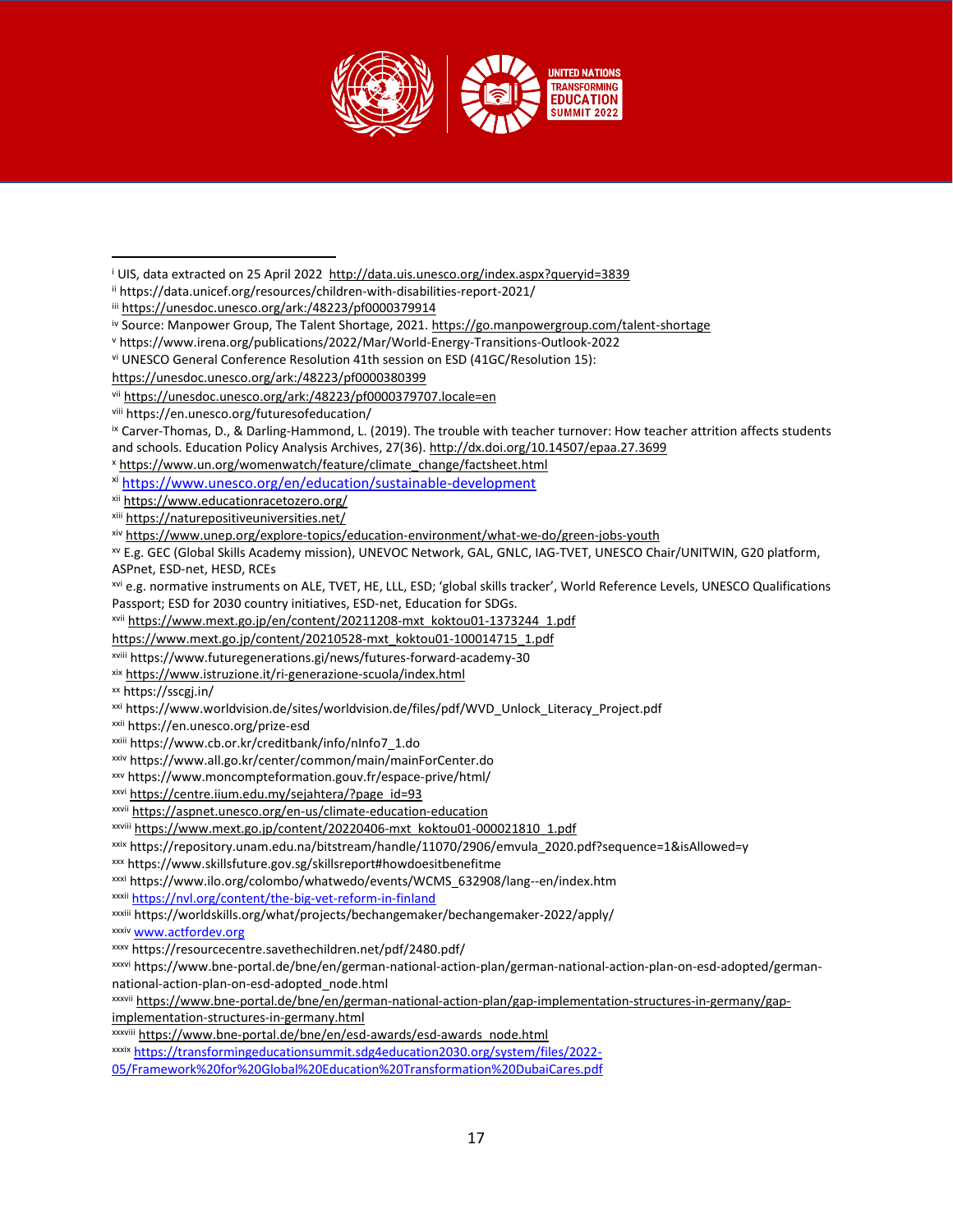[i] UIS, data extracted on 25 April 2022 http://data.uis.unesco.org/index.aspx?queryid=3839

[ii] https://data.unicef.org/resources/children-with-disabilities-report-2021/

[iii] https://unesdoc.unesco.org/ark:/48223/pf0000379914

[iv] Source: Manpower Group, The Talent Shortage, 2021. https://go.manpowergroup.com/talent-shortage

[v] https://www.irena.org/publications/2022/Mar/World-Energy-Transitions-Outlook-2022

[vi] UNESCO General Conference Resolution 41th session on ESD (41GC/Resolution 15): https://unesdoc.unesco.org/ark:/48223/pf0000380399

[vii] https://unesdoc.unesco.org/ark:/48223/pf0000379707.locale=en

[viii] https://en.unesco.org/futuresofeducation/

[ix] Carver-Thomas, D., & Darling-Hammond, L. (2019). The trouble with teacher turnover: How teacher attrition affects students and schools. Education Policy Analysis Archives, 27(36). http://dx.doi.org/10.14507/epaa.27.3699

[x] https://www.un.org/womenwatch/feature/climate_change/factsheet.html

[xi] https://www.unesco.org/en/education/sustainable-development

[xii] https://www.educationracetozero.org/

[xiii] https://naturepositiveuniversities.net/

[xiv] https://www.unep.org/explore-topics/education-environment/what-we-do/green-jobs-youth

[xv] E.g. GEC (Global Skills Academy mission), UNEVOC Network, GAL, GNLC, IAG-TVET, UNESCO Chair/UNITWIN, G20 platform, ASPnet, ESD-net, HESD, RCEs

[xvi] e.g. normative instruments on ALE, TVET, HE, LLL, ESD; 'global skills tracker', World Reference Levels, UNESCO Qualifications Passport; ESD for 2030 country initiatives, ESD-net, Education for SDGs.

[xvii] https://www.mext.go.jp/en/content/20211208-mxt_koktou01-1373244_1.pdf
https://www.mext.go.jp/content/20210528-mxt_koktou01-100014715_1.pdf

[xviii] https://www.futuregenerations.gi/news/futures-forward-academy-30

[xix] https://www.istruzione.it/ri-generazione-scuola/index.html

[xx] https://sscgj.in/

[xxi] https://www.worldvision.de/sites/worldvision.de/files/pdf/WVD_Unlock_Literacy_Project.pdf

[xxii] https://en.unesco.org/prize-esd

[xxiii] https://www.cb.or.kr/creditbank/info/nInfo7_1.do

[xxiv] https://www.all.go.kr/center/common/main/mainForCenter.do

[xxv] https://www.moncompteformation.gouv.fr/espace-prive/html/

[xxvi] https://centre.iium.edu.my/sejahtera/?page_id=93

[xxvii] https://aspnet.unesco.org/en-us/climate-education-education

[xxviii] https://www.mext.go.jp/content/20220406-mxt_koktou01-000021810_1.pdf

[xxix] https://repository.unam.edu.na/bitstream/handle/11070/2906/emvula_2020.pdf?sequence=1&isAllowed=y

[xxx] https://www.skillsfuture.gov.sg/skillsreport#howdoesitbenefitme

[xxxi] https://www.ilo.org/colombo/whatwedo/events/WCMS_632908/lang--en/index.htm

[xxxii] https://nvl.org/content/the-big-vet-reform-in-finland

[xxxiii] https://worldskills.org/what/projects/bechangemaker/bechangemaker-2022/apply/

[xxxiv] www.actfordev.org

[xxxv] https://resourcecentre.savethechildren.net/pdf/2480.pdf/

[xxxvi] https://www.bne-portal.de/bne/en/german-national-action-plan/german-national-action-plan-on-esd-adopted/german-national-action-plan-on-esd-adopted_node.html

[xxxvii] https://www.bne-portal.de/bne/en/german-national-action-plan/gap-implementation-structures-in-germany/gap-implementation-structures-in-germany.html

[xxxviii] https://www.bne-portal.de/bne/en/esd-awards/esd-awards_node.html

[xxxix] https://transformingeducationsummit.sdg4education2030.org/system/files/2022-05/Framework%20for%20Global%20Education%20Transformation%20DubaiCares.pdf